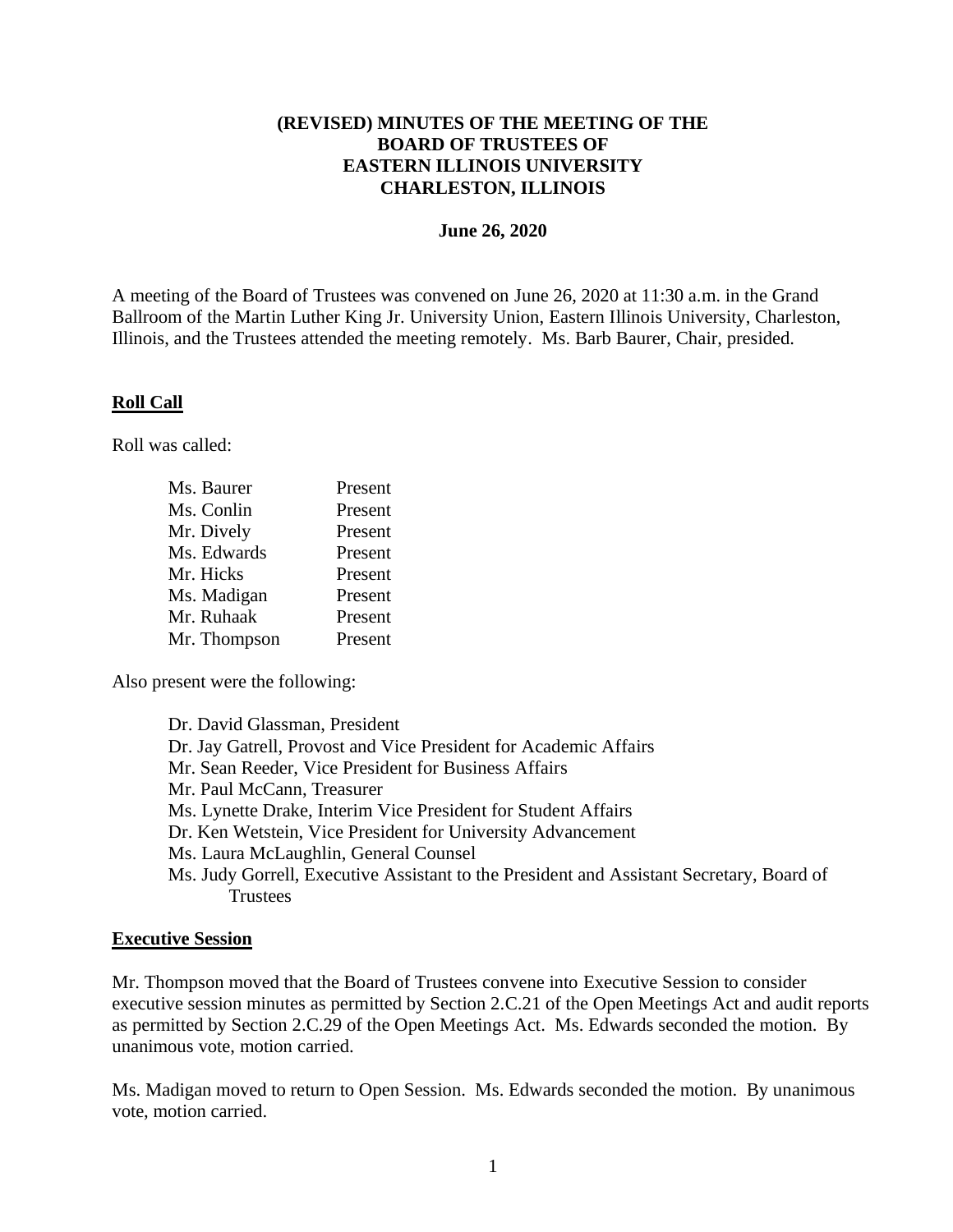# (REVISED) MINUTES OF THE MEETING OF THE BOARD OF TRUSTEES OF EASTERN ILLINOIS UNIVERSITY CHARLESTON, ILLINOIS

**June 26, 2020**

A meeting of the Board of Trustees was convened on June 26, 2020 at 11:30 a.m. in the Grand Ballroom of the Martin Luther King Jr. University Union, Eastern Illinois University, Charleston, Illinois, and the Trustees attended the meeting remotely. Ms. Barb Baurer, Chair, presided.

## Roll Call

Roll was called:

| | |
|---|---|
| Ms. Baurer | Present |
| Ms. Conlin | Present |
| Mr. Dively | Present |
| Ms. Edwards | Present |
| Mr. Hicks | Present |
| Ms. Madigan | Present |
| Mr. Ruhaak | Present |
| Mr. Thompson | Present |

Also present were the following:

- Dr. David Glassman, President
- Dr. Jay Gatrell, Provost and Vice President for Academic Affairs
- Mr. Sean Reeder, Vice President for Business Affairs
- Mr. Paul McCann, Treasurer
- Ms. Lynette Drake, Interim Vice President for Student Affairs
- Dr. Ken Wetstein, Vice President for University Advancement
- Ms. Laura McLaughlin, General Counsel
- Ms. Judy Gorrell, Executive Assistant to the President and Assistant Secretary, Board of Trustees

## Executive Session

Mr. Thompson moved that the Board of Trustees convene into Executive Session to consider executive session minutes as permitted by Section 2.C.21 of the Open Meetings Act and audit reports as permitted by Section 2.C.29 of the Open Meetings Act. Ms. Edwards seconded the motion. By unanimous vote, motion carried.

Ms. Madigan moved to return to Open Session. Ms. Edwards seconded the motion. By unanimous vote, motion carried.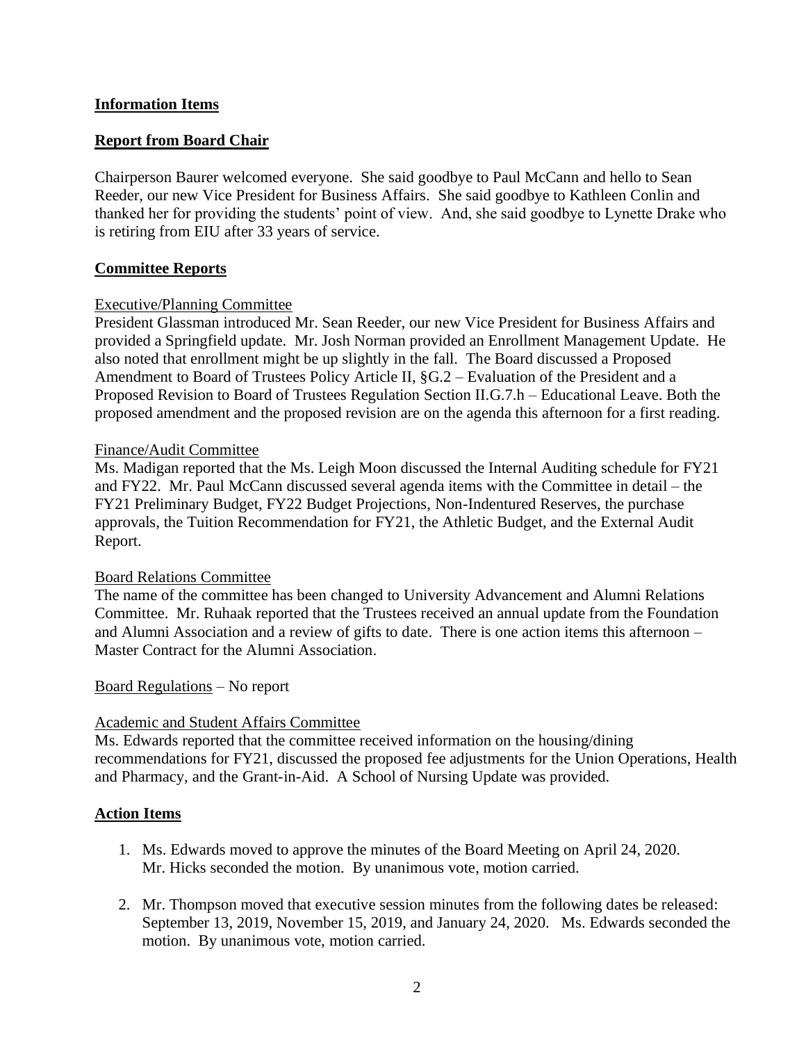## **Information Items**

## **Report from Board Chair**

Chairperson Baurer welcomed everyone. She said goodbye to Paul McCann and hello to Sean Reeder, our new Vice President for Business Affairs. She said goodbye to Kathleen Conlin and thanked her for providing the students' point of view. And, she said goodbye to Lynette Drake who is retiring from EIU after 33 years of service.

## **Committee Reports**

Executive/Planning Committee

President Glassman introduced Mr. Sean Reeder, our new Vice President for Business Affairs and provided a Springfield update. Mr. Josh Norman provided an Enrollment Management Update. He also noted that enrollment might be up slightly in the fall. The Board discussed a Proposed Amendment to Board of Trustees Policy Article II, §G.2 – Evaluation of the President and a Proposed Revision to Board of Trustees Regulation Section II.G.7.h – Educational Leave. Both the proposed amendment and the proposed revision are on the agenda this afternoon for a first reading.

Finance/Audit Committee

Ms. Madigan reported that the Ms. Leigh Moon discussed the Internal Auditing schedule for FY21 and FY22. Mr. Paul McCann discussed several agenda items with the Committee in detail – the FY21 Preliminary Budget, FY22 Budget Projections, Non-Indentured Reserves, the purchase approvals, the Tuition Recommendation for FY21, the Athletic Budget, and the External Audit Report.

Board Relations Committee

The name of the committee has been changed to University Advancement and Alumni Relations Committee. Mr. Ruhaak reported that the Trustees received an annual update from the Foundation and Alumni Association and a review of gifts to date. There is one action items this afternoon – Master Contract for the Alumni Association.

Board Regulations – No report

Academic and Student Affairs Committee

Ms. Edwards reported that the committee received information on the housing/dining recommendations for FY21, discussed the proposed fee adjustments for the Union Operations, Health and Pharmacy, and the Grant-in-Aid. A School of Nursing Update was provided.

## **Action Items**

1. Ms. Edwards moved to approve the minutes of the Board Meeting on April 24, 2020. Mr. Hicks seconded the motion. By unanimous vote, motion carried.

2. Mr. Thompson moved that executive session minutes from the following dates be released: September 13, 2019, November 15, 2019, and January 24, 2020. Ms. Edwards seconded the motion. By unanimous vote, motion carried.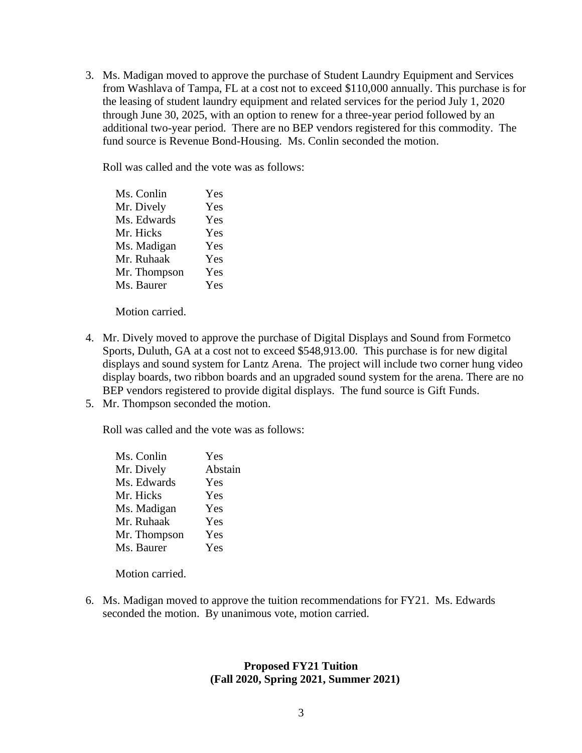3. Ms. Madigan moved to approve the purchase of Student Laundry Equipment and Services from Washlava of Tampa, FL at a cost not to exceed $110,000 annually. This purchase is for the leasing of student laundry equipment and related services for the period July 1, 2020 through June 30, 2025, with an option to renew for a three-year period followed by an additional two-year period. There are no BEP vendors registered for this commodity. The fund source is Revenue Bond-Housing. Ms. Conlin seconded the motion.

   Roll was called and the vote was as follows:

   | | |
   |---|---|
   | Ms. Conlin | Yes |
   | Mr. Dively | Yes |
   | Ms. Edwards | Yes |
   | Mr. Hicks | Yes |
   | Ms. Madigan | Yes |
   | Mr. Ruhaak | Yes |
   | Mr. Thompson | Yes |
   | Ms. Baurer | Yes |

   Motion carried.

4. Mr. Dively moved to approve the purchase of Digital Displays and Sound from Formetco Sports, Duluth, GA at a cost not to exceed $548,913.00. This purchase is for new digital displays and sound system for Lantz Arena. The project will include two corner hung video display boards, two ribbon boards and an upgraded sound system for the arena. There are no BEP vendors registered to provide digital displays. The fund source is Gift Funds.
5. Mr. Thompson seconded the motion.

   Roll was called and the vote was as follows:

   | | |
   |---|---|
   | Ms. Conlin | Yes |
   | Mr. Dively | Abstain |
   | Ms. Edwards | Yes |
   | Mr. Hicks | Yes |
   | Ms. Madigan | Yes |
   | Mr. Ruhaak | Yes |
   | Mr. Thompson | Yes |
   | Ms. Baurer | Yes |

   Motion carried.

6. Ms. Madigan moved to approve the tuition recommendations for FY21. Ms. Edwards seconded the motion. By unanimous vote, motion carried.

**Proposed FY21 Tuition**
**(Fall 2020, Spring 2021, Summer 2021)**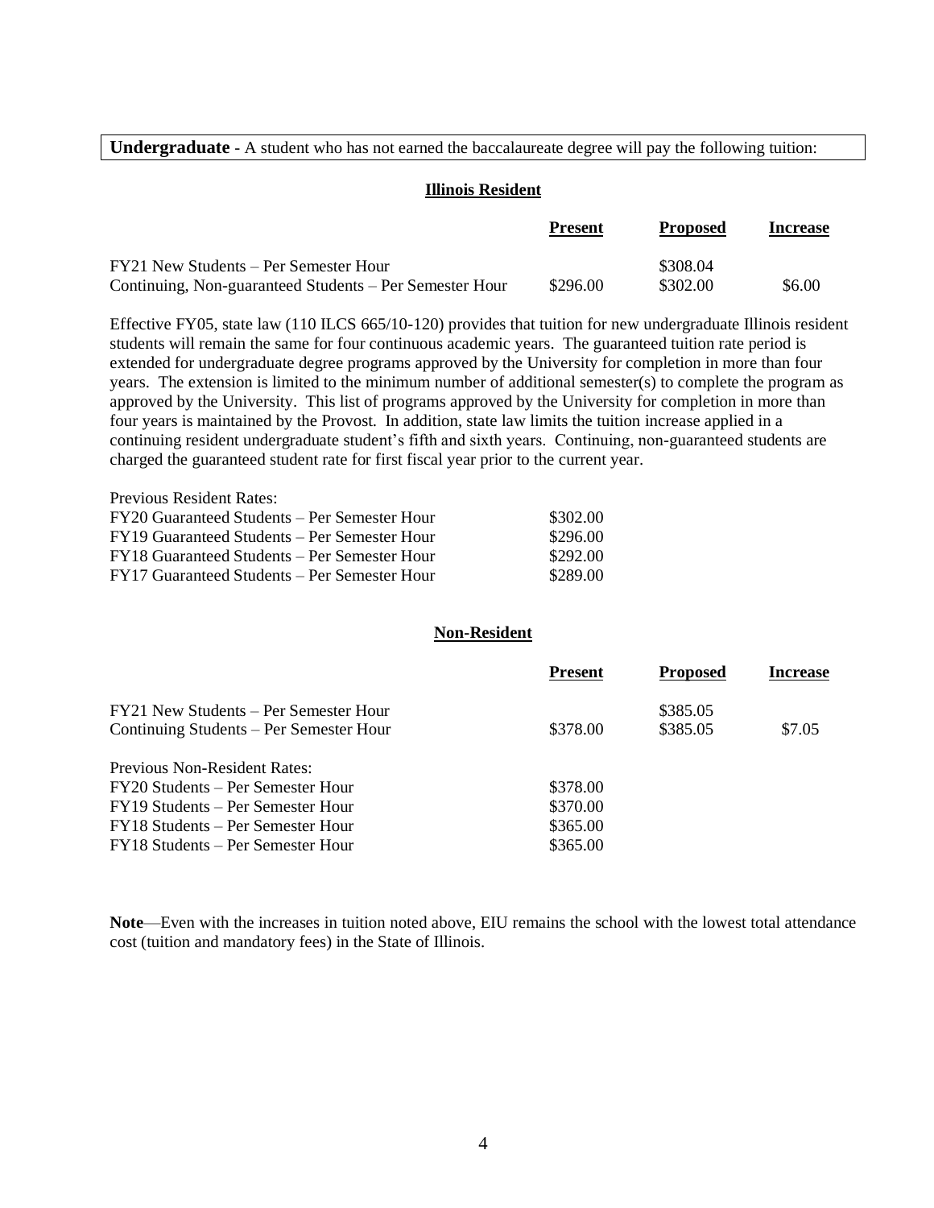**Undergraduate** - A student who has not earned the baccalaureate degree will pay the following tuition:

**Illinois Resident**

| | Present | Proposed | Increase |
|---|---|---|---|
| FY21 New Students – Per Semester Hour | | $308.04 | |
| Continuing, Non-guaranteed Students – Per Semester Hour | $296.00 | $302.00 | $6.00 |

Effective FY05, state law (110 ILCS 665/10-120) provides that tuition for new undergraduate Illinois resident students will remain the same for four continuous academic years. The guaranteed tuition rate period is extended for undergraduate degree programs approved by the University for completion in more than four years. The extension is limited to the minimum number of additional semester(s) to complete the program as approved by the University. This list of programs approved by the University for completion in more than four years is maintained by the Provost. In addition, state law limits the tuition increase applied in a continuing resident undergraduate student's fifth and sixth years. Continuing, non-guaranteed students are charged the guaranteed student rate for first fiscal year prior to the current year.

| Previous Resident Rates: | |
|---|---|
| FY20 Guaranteed Students – Per Semester Hour | $302.00 |
| FY19 Guaranteed Students – Per Semester Hour | $296.00 |
| FY18 Guaranteed Students – Per Semester Hour | $292.00 |
| FY17 Guaranteed Students – Per Semester Hour | $289.00 |

**Non-Resident**

| | Present | Proposed | Increase |
|---|---|---|---|
| FY21 New Students – Per Semester Hour | | $385.05 | |
| Continuing Students – Per Semester Hour | $378.00 | $385.05 | $7.05 |
| Previous Non-Resident Rates: | | | |
| FY20 Students – Per Semester Hour | $378.00 | | |
| FY19 Students – Per Semester Hour | $370.00 | | |
| FY18 Students – Per Semester Hour | $365.00 | | |
| FY18 Students – Per Semester Hour | $365.00 | | |

**Note**—Even with the increases in tuition noted above, EIU remains the school with the lowest total attendance cost (tuition and mandatory fees) in the State of Illinois.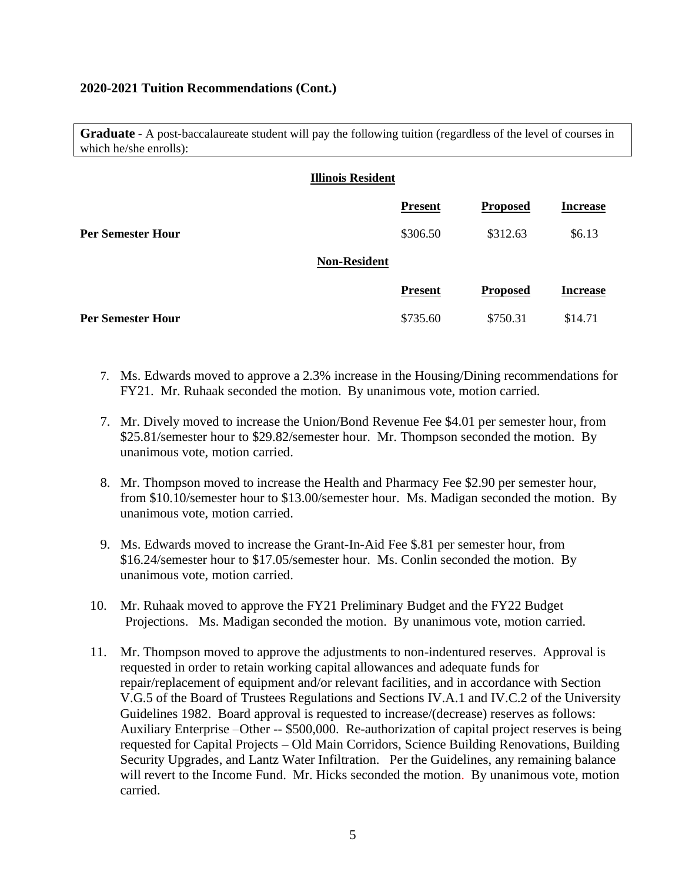**2020-2021 Tuition Recommendations (Cont.)**

**Graduate** - A post-baccalaureate student will pay the following tuition (regardless of the level of courses in which he/she enrolls):

**Illinois Resident**

| | Present | Proposed | Increase |
|---|---|---|---|
| **Per Semester Hour** | $306.50 | $312.63 | $6.13 |

**Non-Resident**

| | Present | Proposed | Increase |
|---|---|---|---|
| **Per Semester Hour** | $735.60 | $750.31 | $14.71 |

7. Ms. Edwards moved to approve a 2.3% increase in the Housing/Dining recommendations for FY21. Mr. Ruhaak seconded the motion. By unanimous vote, motion carried.

7. Mr. Dively moved to increase the Union/Bond Revenue Fee $4.01 per semester hour, from $25.81/semester hour to $29.82/semester hour. Mr. Thompson seconded the motion. By unanimous vote, motion carried.

8. Mr. Thompson moved to increase the Health and Pharmacy Fee $2.90 per semester hour, from $10.10/semester hour to $13.00/semester hour. Ms. Madigan seconded the motion. By unanimous vote, motion carried.

9. Ms. Edwards moved to increase the Grant-In-Aid Fee $.81 per semester hour, from $16.24/semester hour to $17.05/semester hour. Ms. Conlin seconded the motion. By unanimous vote, motion carried.

10. Mr. Ruhaak moved to approve the FY21 Preliminary Budget and the FY22 Budget Projections. Ms. Madigan seconded the motion. By unanimous vote, motion carried.

11. Mr. Thompson moved to approve the adjustments to non-indentured reserves. Approval is requested in order to retain working capital allowances and adequate funds for repair/replacement of equipment and/or relevant facilities, and in accordance with Section V.G.5 of the Board of Trustees Regulations and Sections IV.A.1 and IV.C.2 of the University Guidelines 1982. Board approval is requested to increase/(decrease) reserves as follows: Auxiliary Enterprise –Other -- $500,000. Re-authorization of capital project reserves is being requested for Capital Projects – Old Main Corridors, Science Building Renovations, Building Security Upgrades, and Lantz Water Infiltration. Per the Guidelines, any remaining balance will revert to the Income Fund. Mr. Hicks seconded the motion. By unanimous vote, motion carried.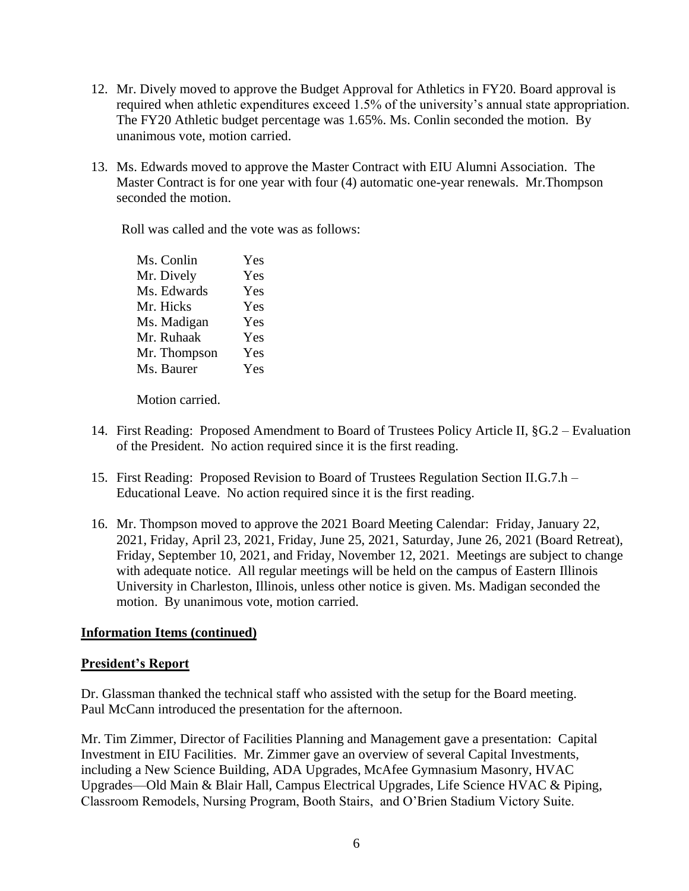12. Mr. Dively moved to approve the Budget Approval for Athletics in FY20. Board approval is required when athletic expenditures exceed 1.5% of the university's annual state appropriation. The FY20 Athletic budget percentage was 1.65%. Ms. Conlin seconded the motion. By unanimous vote, motion carried.

13. Ms. Edwards moved to approve the Master Contract with EIU Alumni Association. The Master Contract is for one year with four (4) automatic one-year renewals. Mr.Thompson seconded the motion.

    Roll was called and the vote was as follows:

    | | |
    |---|---|
    | Ms. Conlin | Yes |
    | Mr. Dively | Yes |
    | Ms. Edwards | Yes |
    | Mr. Hicks | Yes |
    | Ms. Madigan | Yes |
    | Mr. Ruhaak | Yes |
    | Mr. Thompson | Yes |
    | Ms. Baurer | Yes |

    Motion carried.

14. First Reading: Proposed Amendment to Board of Trustees Policy Article II, §G.2 – Evaluation of the President. No action required since it is the first reading.

15. First Reading: Proposed Revision to Board of Trustees Regulation Section II.G.7.h – Educational Leave. No action required since it is the first reading.

16. Mr. Thompson moved to approve the 2021 Board Meeting Calendar: Friday, January 22, 2021, Friday, April 23, 2021, Friday, June 25, 2021, Saturday, June 26, 2021 (Board Retreat), Friday, September 10, 2021, and Friday, November 12, 2021. Meetings are subject to change with adequate notice. All regular meetings will be held on the campus of Eastern Illinois University in Charleston, Illinois, unless other notice is given. Ms. Madigan seconded the motion. By unanimous vote, motion carried.

**Information Items (continued)**

**President's Report**

Dr. Glassman thanked the technical staff who assisted with the setup for the Board meeting. Paul McCann introduced the presentation for the afternoon.

Mr. Tim Zimmer, Director of Facilities Planning and Management gave a presentation: Capital Investment in EIU Facilities. Mr. Zimmer gave an overview of several Capital Investments, including a New Science Building, ADA Upgrades, McAfee Gymnasium Masonry, HVAC Upgrades—Old Main & Blair Hall, Campus Electrical Upgrades, Life Science HVAC & Piping, Classroom Remodels, Nursing Program, Booth Stairs, and O'Brien Stadium Victory Suite.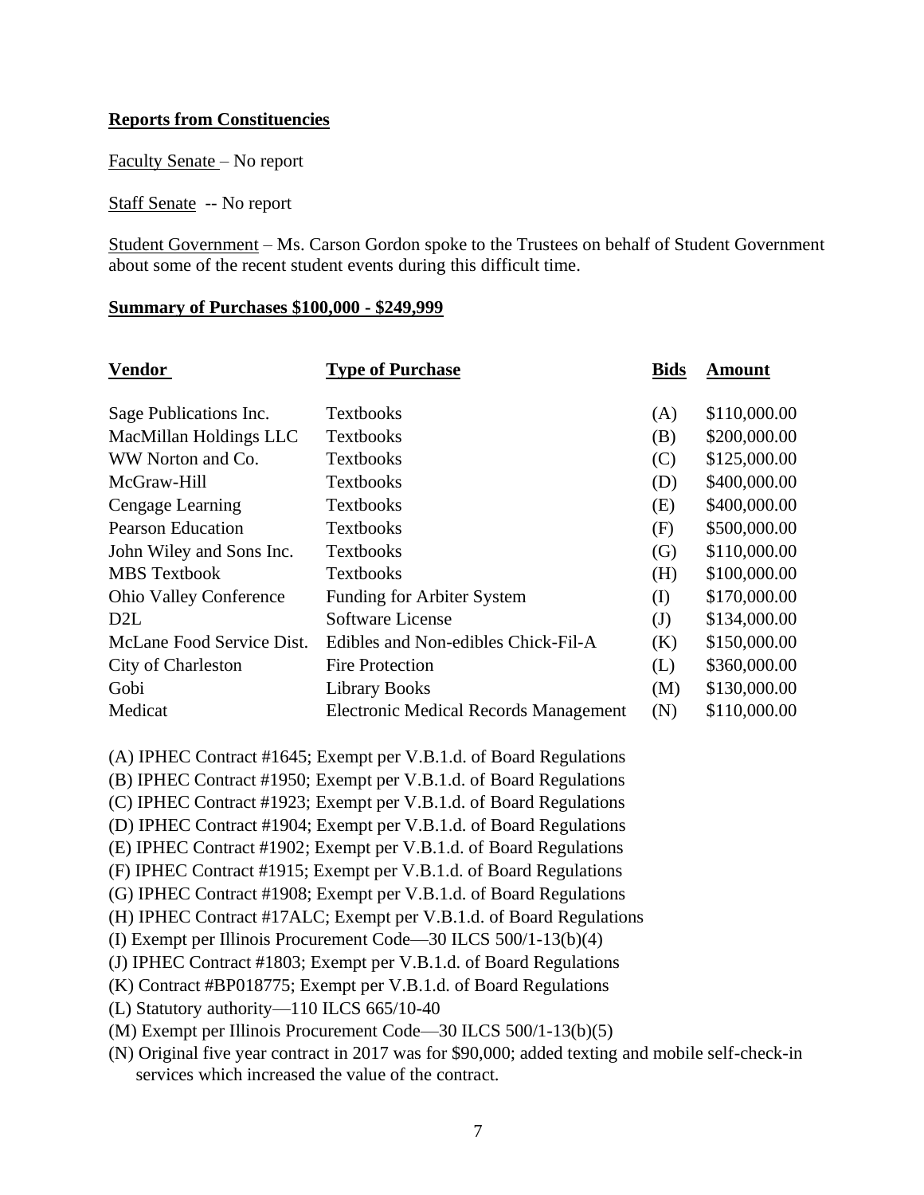**Reports from Constituencies**

Faculty Senate – No report

Staff Senate -- No report

Student Government – Ms. Carson Gordon spoke to the Trustees on behalf of Student Government about some of the recent student events during this difficult time.

**Summary of Purchases $100,000 - $249,999**

| Vendor | Type of Purchase | Bids | Amount |
|---|---|---|---|
| Sage Publications Inc. | Textbooks | (A) | $110,000.00 |
| MacMillan Holdings LLC | Textbooks | (B) | $200,000.00 |
| WW Norton and Co. | Textbooks | (C) | $125,000.00 |
| McGraw-Hill | Textbooks | (D) | $400,000.00 |
| Cengage Learning | Textbooks | (E) | $400,000.00 |
| Pearson Education | Textbooks | (F) | $500,000.00 |
| John Wiley and Sons Inc. | Textbooks | (G) | $110,000.00 |
| MBS Textbook | Textbooks | (H) | $100,000.00 |
| Ohio Valley Conference | Funding for Arbiter System | (I) | $170,000.00 |
| D2L | Software License | (J) | $134,000.00 |
| McLane Food Service Dist. | Edibles and Non-edibles Chick-Fil-A | (K) | $150,000.00 |
| City of Charleston | Fire Protection | (L) | $360,000.00 |
| Gobi | Library Books | (M) | $130,000.00 |
| Medicat | Electronic Medical Records Management | (N) | $110,000.00 |

(A) IPHEC Contract #1645; Exempt per V.B.1.d. of Board Regulations
(B) IPHEC Contract #1950; Exempt per V.B.1.d. of Board Regulations
(C) IPHEC Contract #1923; Exempt per V.B.1.d. of Board Regulations
(D) IPHEC Contract #1904; Exempt per V.B.1.d. of Board Regulations
(E) IPHEC Contract #1902; Exempt per V.B.1.d. of Board Regulations
(F) IPHEC Contract #1915; Exempt per V.B.1.d. of Board Regulations
(G) IPHEC Contract #1908; Exempt per V.B.1.d. of Board Regulations
(H) IPHEC Contract #17ALC; Exempt per V.B.1.d. of Board Regulations
(I) Exempt per Illinois Procurement Code—30 ILCS 500/1-13(b)(4)
(J) IPHEC Contract #1803; Exempt per V.B.1.d. of Board Regulations
(K) Contract #BP018775; Exempt per V.B.1.d. of Board Regulations
(L) Statutory authority—110 ILCS 665/10-40
(M) Exempt per Illinois Procurement Code—30 ILCS 500/1-13(b)(5)
(N) Original five year contract in 2017 was for $90,000; added texting and mobile self-check-in services which increased the value of the contract.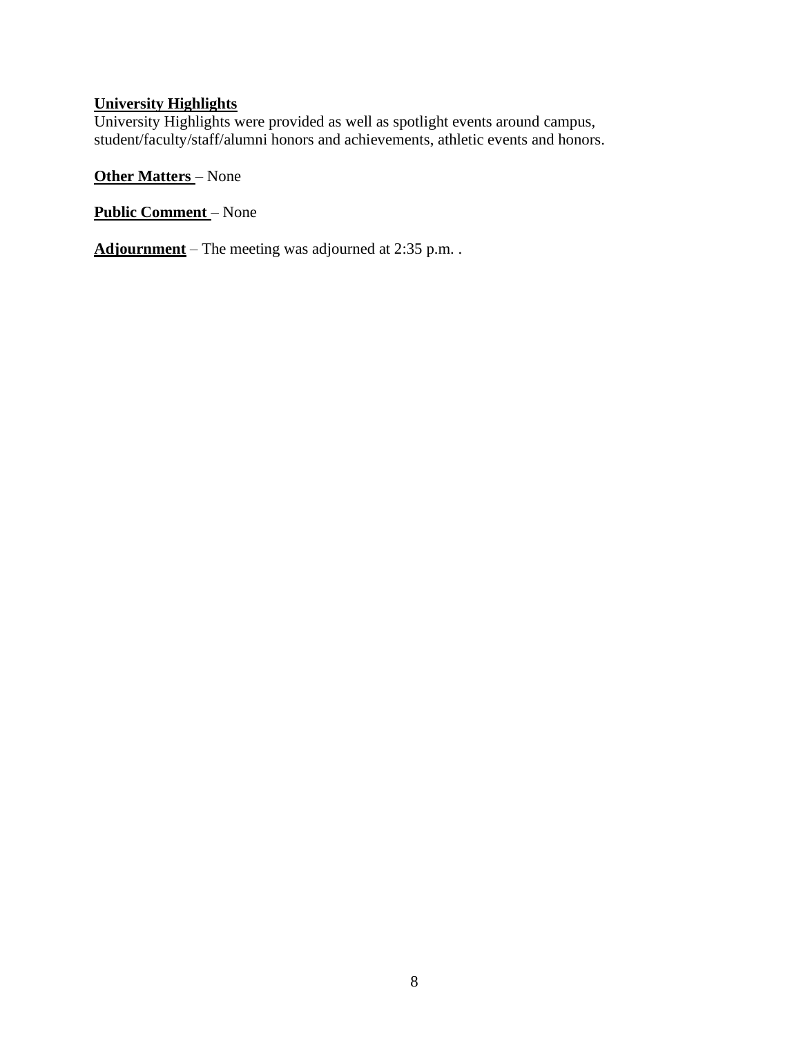**University Highlights**

University Highlights were provided as well as spotlight events around campus, student/faculty/staff/alumni honors and achievements, athletic events and honors.

**Other Matters** – None

**Public Comment** – None

**Adjournment** – The meeting was adjourned at 2:35 p.m. .